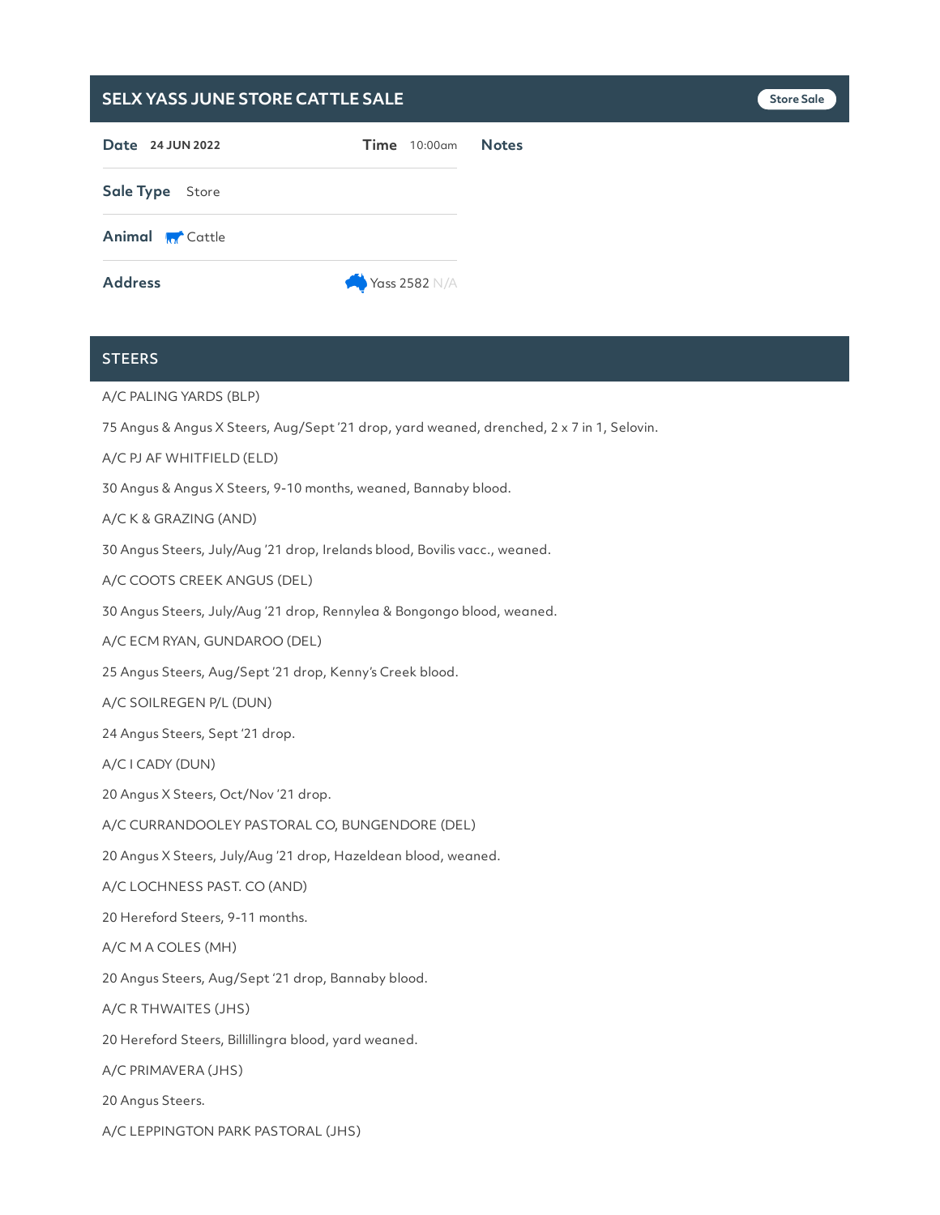# SELX YASS JUNE STORE CATTLE SALE

Store Sale

**Date** 24 JUN 2022

**Time** 10:00am

**Notes**

**Sale Type** Store

**Animal** Cattle

**Address** Yass 2582 N/A

## STEERS

A/C PALING YARDS (BLP)

75 Angus & Angus X Steers, Aug/Sept '21 drop, yard weaned, drenched, 2 x 7 in 1, Selovin.

A/C PJ AF WHITFIELD (ELD)

30 Angus & Angus X Steers, 9-10 months, weaned, Bannaby blood.

A/C K & GRAZING (AND)

30 Angus Steers, July/Aug '21 drop, Irelands blood, Bovilis vacc., weaned.

A/C COOTS CREEK ANGUS (DEL)

30 Angus Steers, July/Aug '21 drop, Rennylea & Bongongo blood, weaned.

A/C ECM RYAN, GUNDAROO (DEL)

25 Angus Steers, Aug/Sept '21 drop, Kenny's Creek blood.

A/C SOILREGEN P/L (DUN)

24 Angus Steers, Sept '21 drop.

A/C I CADY (DUN)

20 Angus X Steers, Oct/Nov '21 drop.

A/C CURRANDOOLEY PASTORAL CO, BUNGENDORE (DEL)

20 Angus X Steers, July/Aug '21 drop, Hazeldean blood, weaned.

A/C LOCHNESS PAST. CO (AND)

20 Hereford Steers, 9-11 months.

A/C M A COLES (MH)

20 Angus Steers, Aug/Sept '21 drop, Bannaby blood.

A/C R THWAITES (JHS)

20 Hereford Steers, Billillingra blood, yard weaned.

A/C PRIMAVERA (JHS)

20 Angus Steers.

A/C LEPPINGTON PARK PASTORAL (JHS)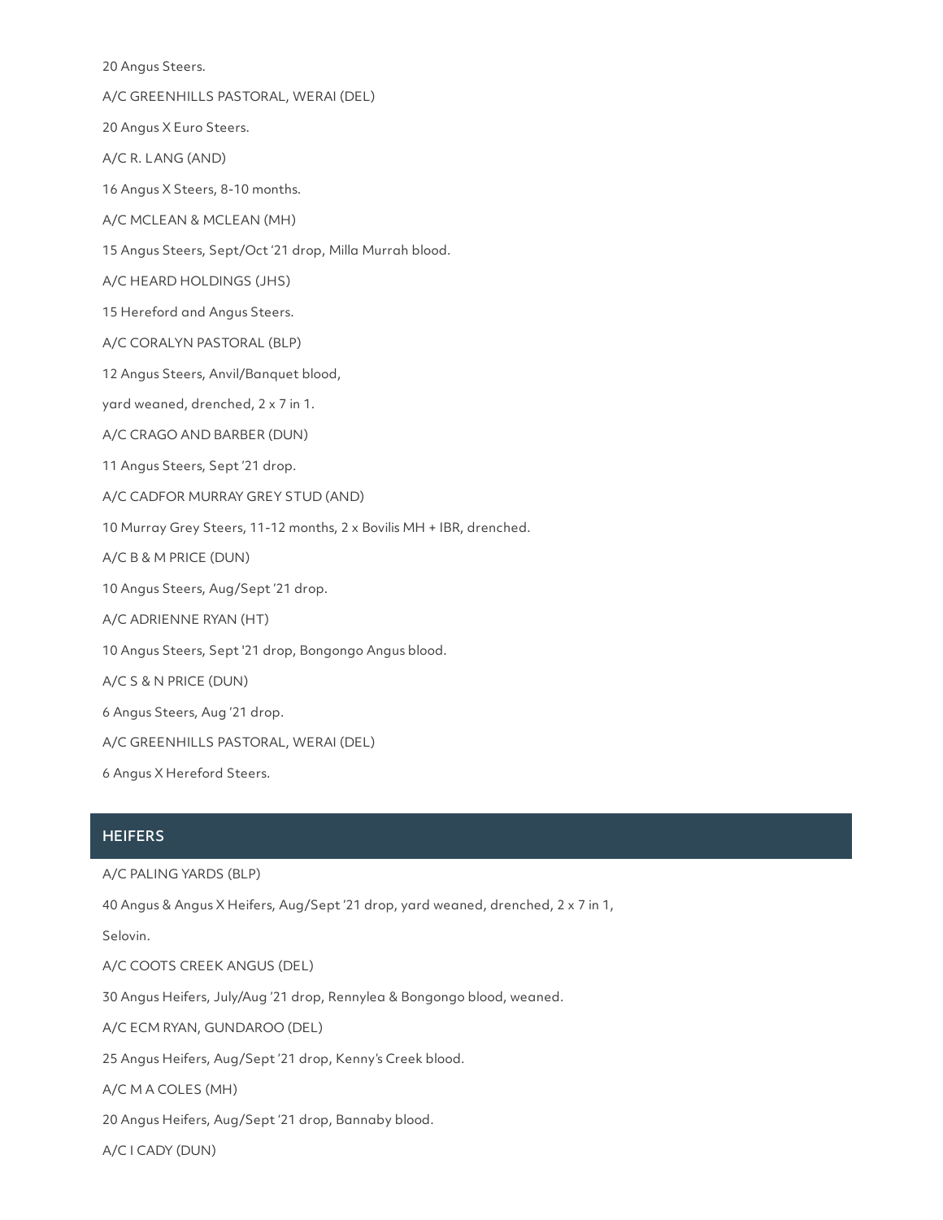20 Angus Steers.

A/C GREENHILLS PASTORAL, WERAI (DEL)

20 Angus X Euro Steers.

A/C R. LANG (AND)

16 Angus X Steers, 8-10 months.

A/C MCLEAN & MCLEAN (MH)

15 Angus Steers, Sept/Oct '21 drop, Milla Murrah blood.

A/C HEARD HOLDINGS (JHS)

15 Hereford and Angus Steers.

A/C CORALYN PASTORAL (BLP)

12 Angus Steers, Anvil/Banquet blood,

yard weaned, drenched, 2 x 7 in 1.

A/C CRAGO AND BARBER (DUN)

11 Angus Steers, Sept '21 drop.

A/C CADFOR MURRAY GREY STUD (AND)

10 Murray Grey Steers, 11-12 months, 2 x Bovilis MH + IBR, drenched.

A/C B & M PRICE (DUN)

10 Angus Steers, Aug/Sept '21 drop.

A/C ADRIENNE RYAN (HT)

10 Angus Steers, Sept '21 drop, Bongongo Angus blood.

A/C S & N PRICE (DUN)

6 Angus Steers, Aug '21 drop.

A/C GREENHILLS PASTORAL, WERAI (DEL)

6 Angus X Hereford Steers.

## HEIFERS

A/C PALING YARDS (BLP)

40 Angus & Angus X Heifers, Aug/Sept '21 drop, yard weaned, drenched, 2 x 7 in 1,

Selovin.

A/C COOTS CREEK ANGUS (DEL)

30 Angus Heifers, July/Aug '21 drop, Rennylea & Bongongo blood, weaned.

A/C ECM RYAN, GUNDAROO (DEL)

25 Angus Heifers, Aug/Sept '21 drop, Kenny's Creek blood.

A/C M A COLES (MH)

20 Angus Heifers, Aug/Sept '21 drop, Bannaby blood.

A/C I CADY (DUN)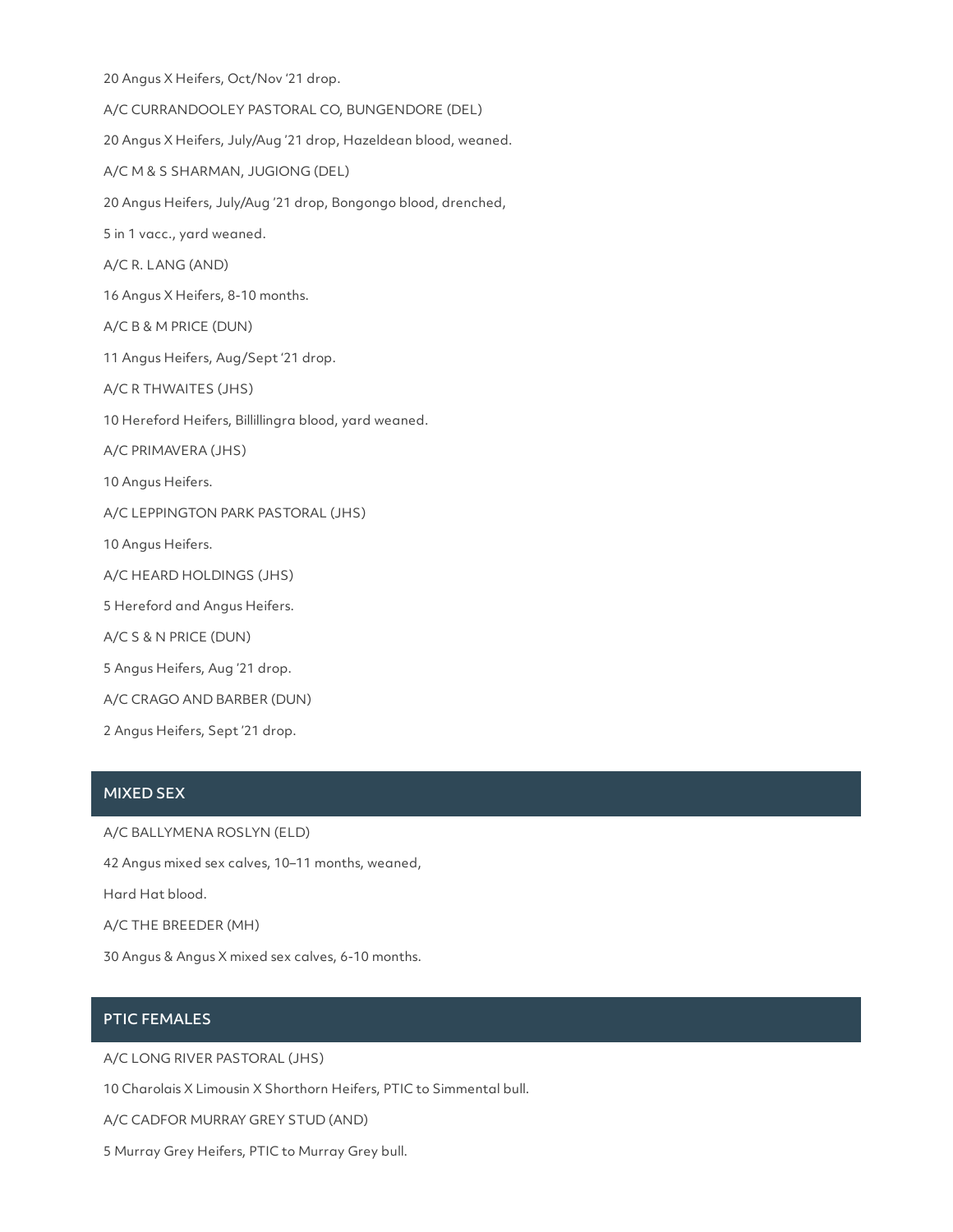20 Angus X Heifers, Oct/Nov '21 drop.

A/C CURRANDOOLEY PASTORAL CO, BUNGENDORE (DEL)

20 Angus X Heifers, July/Aug '21 drop, Hazeldean blood, weaned.

A/C M & S SHARMAN, JUGIONG (DEL)

20 Angus Heifers, July/Aug '21 drop, Bongongo blood, drenched,

5 in 1 vacc., yard weaned.

A/C R. LANG (AND)

16 Angus X Heifers, 8-10 months.

A/C B & M PRICE (DUN)

11 Angus Heifers, Aug/Sept '21 drop.

A/C R THWAITES (JHS)

10 Hereford Heifers, Billillingra blood, yard weaned.

A/C PRIMAVERA (JHS)

10 Angus Heifers.

A/C LEPPINGTON PARK PASTORAL (JHS)

10 Angus Heifers.

A/C HEARD HOLDINGS (JHS)

5 Hereford and Angus Heifers.

A/C S & N PRICE (DUN)

5 Angus Heifers, Aug '21 drop.

A/C CRAGO AND BARBER (DUN)

2 Angus Heifers, Sept '21 drop.

## MIXED SEX

A/C BALLYMENA ROSLYN (ELD)

42 Angus mixed sex calves, 10–11 months, weaned,

Hard Hat blood.

A/C THE BREEDER (MH)

30 Angus & Angus X mixed sex calves, 6-10 months.

## PTIC FEMALES

A/C LONG RIVER PASTORAL (JHS)

10 Charolais X Limousin X Shorthorn Heifers, PTIC to Simmental bull.

A/C CADFOR MURRAY GREY STUD (AND)

5 Murray Grey Heifers, PTIC to Murray Grey bull.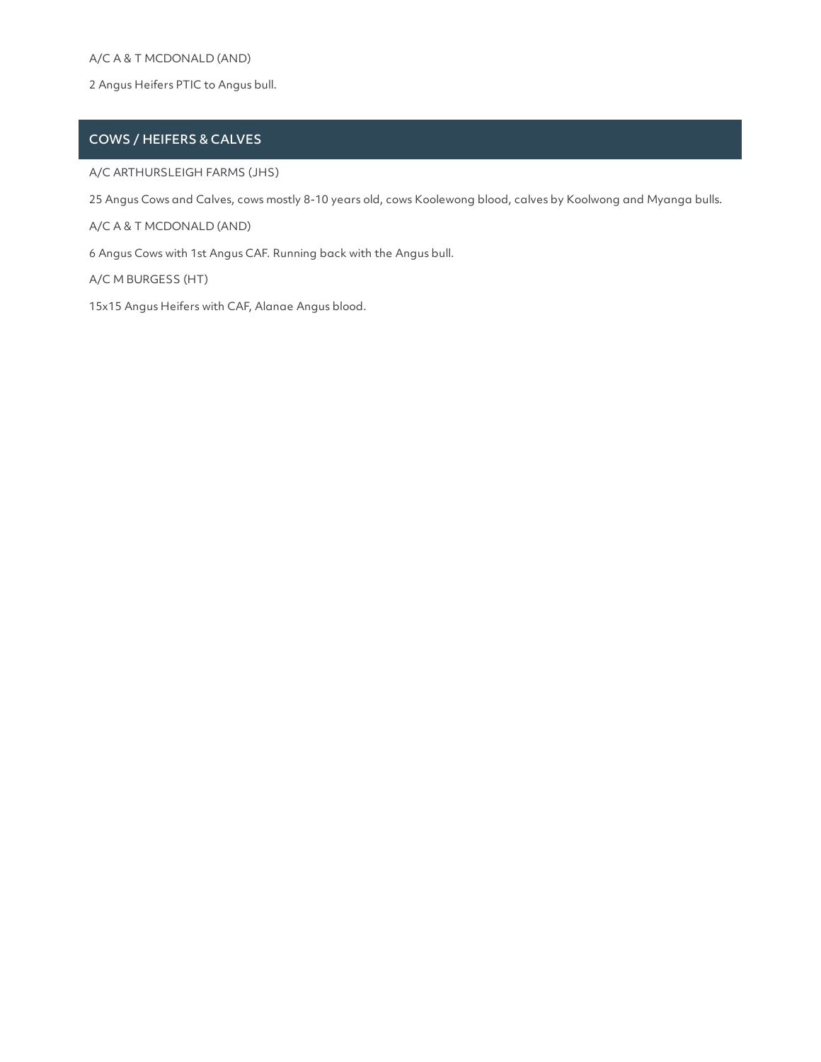A/C A & T MCDONALD (AND)

2 Angus Heifers PTIC to Angus bull.

## COWS / HEIFERS & CALVES

A/C ARTHURSLEIGH FARMS (JHS)

25 Angus Cows and Calves, cows mostly 8-10 years old, cows Koolewong blood, calves by Koolwong and Myanga bulls.

A/C A & T MCDONALD (AND)

6 Angus Cows with 1st Angus CAF. Running back with the Angus bull.

A/C M BURGESS (HT)

15x15 Angus Heifers with CAF, Alanae Angus blood.